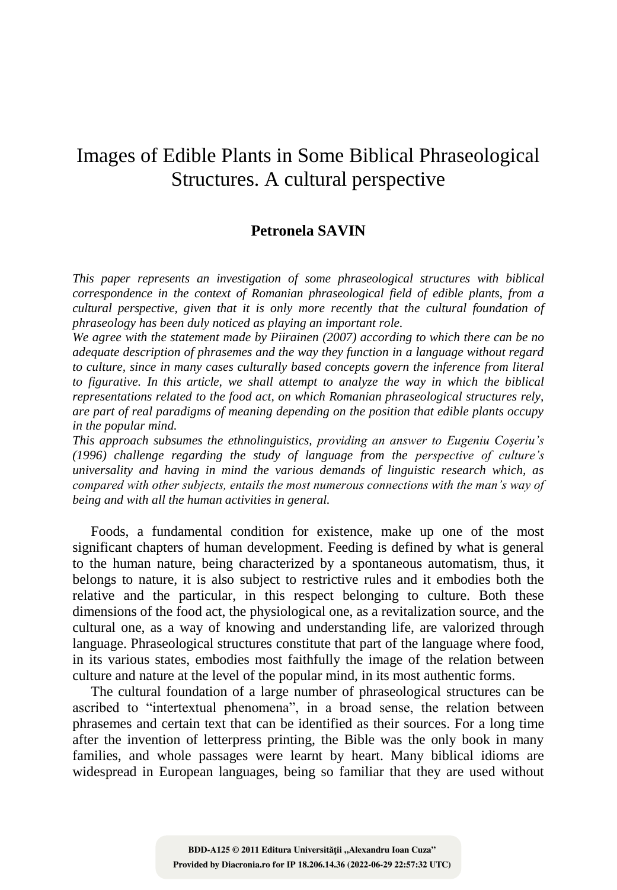# Images of Edible Plants in Some Biblical Phraseological Structures. A cultural perspective

**Petronela SAVIN**

*This paper represents an investigation of some phraseological structures with biblical correspondence in the context of Romanian phraseological field of edible plants, from a cultural perspective, given that it is only more recently that the cultural foundation of phraseology has been duly noticed as playing an important role.*

*We agree with the statement made by Piirainen (2007) according to which there can be no adequate description of phrasemes and the way they function in a language without regard to culture, since in many cases culturally based concepts govern the inference from literal to figurative. In this article, we shall attempt to analyze the way in which the biblical representations related to the food act, on which Romanian phraseological structures rely, are part of real paradigms of meaning depending on the position that edible plants occupy in the popular mind.*

*This approach subsumes the ethnolinguistics, providing an answer to Eugeniu Coşeriu's (1996) challenge regarding the study of language from the perspective of culture's universality and having in mind the various demands of linguistic research which, as compared with other subjects, entails the most numerous connections with the man's way of being and with all the human activities in general.*

Foods, a fundamental condition for existence, make up one of the most significant chapters of human development. Feeding is defined by what is general to the human nature, being characterized by a spontaneous automatism, thus, it belongs to nature, it is also subject to restrictive rules and it embodies both the relative and the particular, in this respect belonging to culture. Both these dimensions of the food act, the physiological one, as a revitalization source, and the cultural one, as a way of knowing and understanding life, are valorized through language. Phraseological structures constitute that part of the language where food, in its various states, embodies most faithfully the image of the relation between culture and nature at the level of the popular mind, in its most authentic forms.

The cultural foundation of a large number of phraseological structures can be ascribed to "intertextual phenomena", in a broad sense, the relation between phrasemes and certain text that can be identified as their sources. For a long time after the invention of letterpress printing, the Bible was the only book in many families, and whole passages were learnt by heart. Many biblical idioms are widespread in European languages, being so familiar that they are used without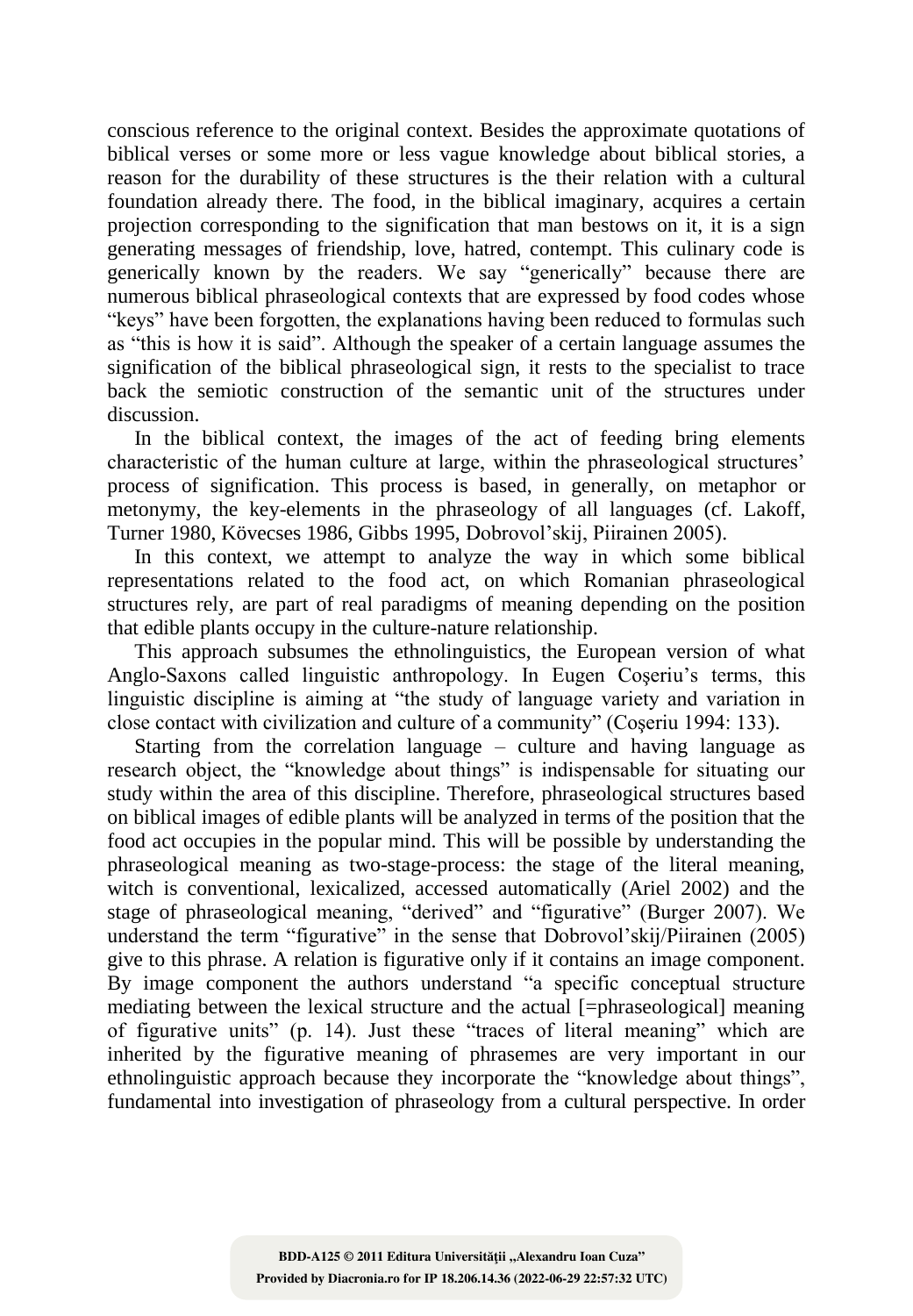conscious reference to the original context. Besides the approximate quotations of biblical verses or some more or less vague knowledge about biblical stories, a reason for the durability of these structures is the their relation with a cultural foundation already there. The food, in the biblical imaginary, acquires a certain projection corresponding to the signification that man bestows on it, it is a sign generating messages of friendship, love, hatred, contempt. This culinary code is generically known by the readers. We say "generically" because there are numerous biblical phraseological contexts that are expressed by food codes whose "keys" have been forgotten, the explanations having been reduced to formulas such as "this is how it is said". Although the speaker of a certain language assumes the signification of the biblical phraseological sign, it rests to the specialist to trace back the semiotic construction of the semantic unit of the structures under discussion.

In the biblical context, the images of the act of feeding bring elements characteristic of the human culture at large, within the phraseological structures' process of signification. This process is based, in generally, on metaphor or metonymy, the key-elements in the phraseology of all languages (cf. Lakoff, Turner 1980, Kövecses 1986, Gibbs 1995, Dobrovol'skij, Piirainen 2005).

In this context, we attempt to analyze the way in which some biblical representations related to the food act, on which Romanian phraseological structures rely, are part of real paradigms of meaning depending on the position that edible plants occupy in the culture-nature relationship.

This approach subsumes the ethnolinguistics, the European version of what Anglo-Saxons called linguistic anthropology. In Eugen Coşeriu's terms, this linguistic discipline is aiming at "the study of language variety and variation in close contact with civilization and culture of a community" (Coşeriu 1994: 133).

Starting from the correlation language – culture and having language as research object, the "knowledge about things" is indispensable for situating our study within the area of this discipline. Therefore, phraseological structures based on biblical images of edible plants will be analyzed in terms of the position that the food act occupies in the popular mind. This will be possible by understanding the phraseological meaning as two-stage-process: the stage of the literal meaning, witch is conventional, lexicalized, accessed automatically (Ariel 2002) and the stage of phraseological meaning, "derived" and "figurative" (Burger 2007). We understand the term "figurative" in the sense that Dobrovol'skij/Piirainen (2005) give to this phrase. A relation is figurative only if it contains an image component. By image component the authors understand "a specific conceptual structure mediating between the lexical structure and the actual [=phraseological] meaning of figurative units" (p. 14). Just these "traces of literal meaning" which are inherited by the figurative meaning of phrasemes are very important in our ethnolinguistic approach because they incorporate the "knowledge about things", fundamental into investigation of phraseology from a cultural perspective. In order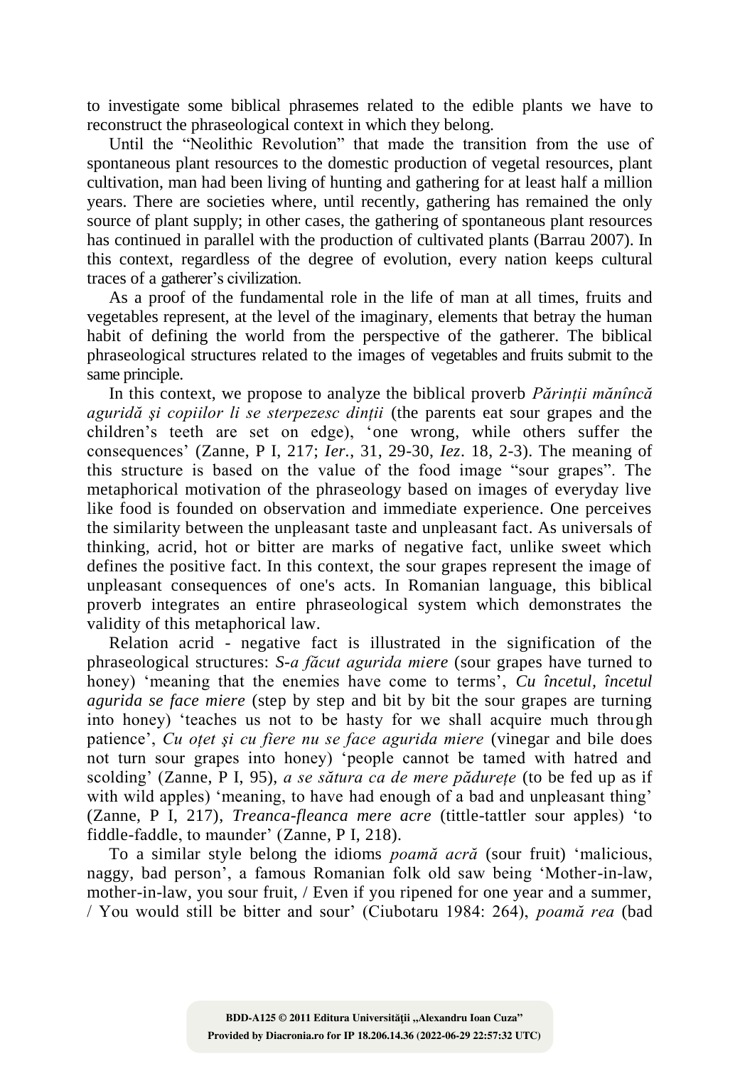to investigate some biblical phrasemes related to the edible plants we have to reconstruct the phraseological context in which they belong.

Until the "Neolithic Revolution" that made the transition from the use of spontaneous plant resources to the domestic production of vegetal resources, plant cultivation, man had been living of hunting and gathering for at least half a million years. There are societies where, until recently, gathering has remained the only source of plant supply; in other cases, the gathering of spontaneous plant resources has continued in parallel with the production of cultivated plants (Barrau 2007). In this context, regardless of the degree of evolution, every nation keeps cultural traces of a gatherer's civilization.

As a proof of the fundamental role in the life of man at all times, fruits and vegetables represent, at the level of the imaginary, elements that betray the human habit of defining the world from the perspective of the gatherer. The biblical phraseological structures related to the images of vegetables and fruits submit to the same principle.

In this context, we propose to analyze the biblical proverb *Părinții mănîncă aguridă și copiilor li se sterpezesc dinții* (the parents eat sour grapes and the children's teeth are set on edge), 'one wrong, while others suffer the consequences' (Zanne, P I, 217; *Ier.*, 31, 29-30, *Iez*. 18, 2-3). The meaning of this structure is based on the value of the food image "sour grapes". The metaphorical motivation of the phraseology based on images of everyday live like food is founded on observation and immediate experience. One perceives the similarity between the unpleasant taste and unpleasant fact. As universals of thinking, acrid, hot or bitter are marks of negative fact, unlike sweet which defines the positive fact. In this context, the sour grapes represent the image of unpleasant consequences of one's acts. In Romanian language, this biblical proverb integrates an entire phraseological system which demonstrates the validity of this metaphorical law.

Relation acrid - negative fact is illustrated in the signification of the phraseological structures: *S-a făcut agurida miere* (sour grapes have turned to honey) 'meaning that the enemies have come to terms', *Cu încetul, încetul agurida se face miere* (step by step and bit by bit the sour grapes are turning into honey) 'teaches us not to be hasty for we shall acquire much through patience', *Cu oțet și cu fiere nu se face agurida miere* (vinegar and bile does not turn sour grapes into honey) 'people cannot be tamed with hatred and scolding' (Zanne, P I, 95), *a se sătura ca de mere pădurețe* (to be fed up as if with wild apples) 'meaning, to have had enough of a bad and unpleasant thing' (Zanne, P I, 217), *Treanca-fleanca mere acre* (tittle-tattler sour apples) 'to fiddle-faddle, to maunder' (Zanne, P I, 218).

To a similar style belong the idioms *poamă acră* (sour fruit) 'malicious, naggy, bad person', a famous Romanian folk old saw being 'Mother-in-law, mother-in-law, you sour fruit, / Even if you ripened for one year and a summer, / You would still be bitter and sour' (Ciubotaru 1984: 264), *poamă rea* (bad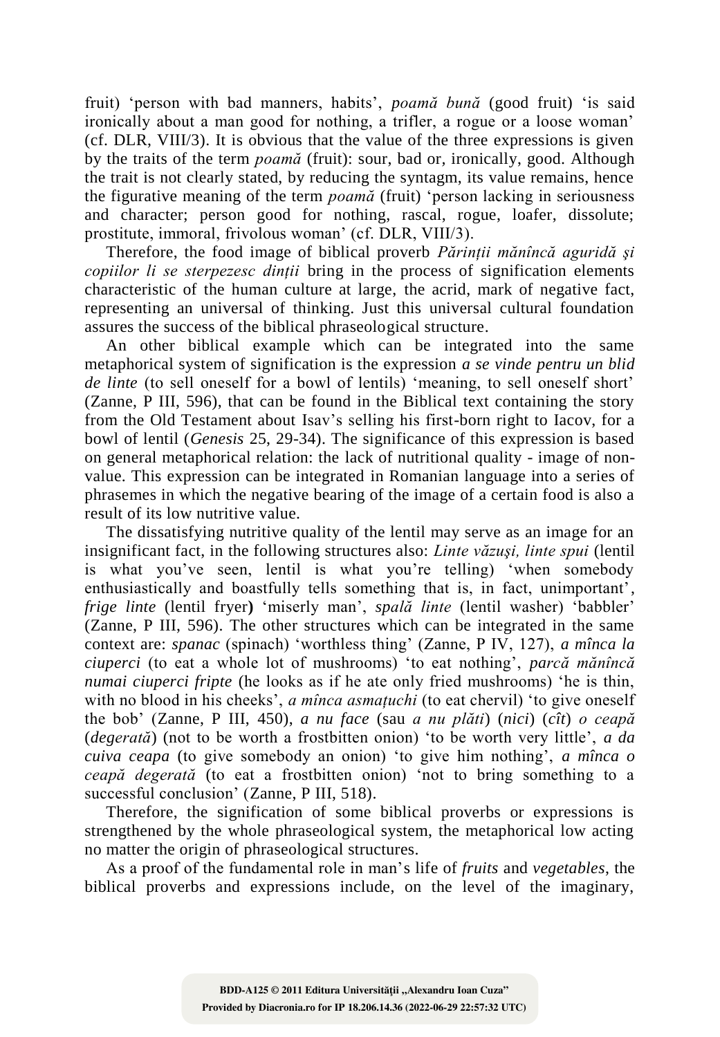fruit) 'person with bad manners, habits', *poamă bună* (good fruit) 'is said ironically about a man good for nothing, a trifler, a rogue or a loose woman' (cf. DLR, VIII/3). It is obvious that the value of the three expressions is given by the traits of the term *poamă* (fruit): sour, bad or, ironically, good. Although the trait is not clearly stated, by reducing the syntagm, its value remains, hence the figurative meaning of the term *poamă* (fruit) 'person lacking in seriousness and character; person good for nothing, rascal, rogue, loafer, dissolute; prostitute, immoral, frivolous woman' (cf. DLR, VIII/3).

Therefore, the food image of biblical proverb *Părinții mănîncă aguridă şi copiilor li se sterpezesc dinții* bring in the process of signification elements characteristic of the human culture at large, the acrid, mark of negative fact, representing an universal of thinking. Just this universal cultural foundation assures the success of the biblical phraseological structure.

An other biblical example which can be integrated into the same metaphorical system of signification is the expression *a se vinde pentru un blid de linte* (to sell oneself for a bowl of lentils) 'meaning, to sell oneself short' (Zanne, P III, 596), that can be found in the Biblical text containing the story from the Old Testament about Isav's selling his first-born right to Iacov, for a bowl of lentil (*Genesis* 25, 29-34). The significance of this expression is based on general metaphorical relation: the lack of nutritional quality - image of non-value. This expression can be integrated in Romanian language into a series of phrasemes in which the negative bearing of the image of a certain food is also a result of its low nutritive value.

The dissatisfying nutritive quality of the lentil may serve as an image for an insignificant fact, in the following structures also: *Linte văzuşi, linte spui* (lentil is what you've seen, lentil is what you're telling) 'when somebody enthusiastically and boastfully tells something that is, in fact, unimportant', *frige linte* (lentil fryer**)** 'miserly man', *spală linte* (lentil washer) 'babbler' (Zanne, P III, 596). The other structures which can be integrated in the same context are: *spanac* (spinach) 'worthless thing' (Zanne, P IV, 127), *a mînca la ciuperci* (to eat a whole lot of mushrooms) 'to eat nothing', *parcă mănîncă numai ciuperci fripte* (he looks as if he ate only fried mushrooms) 'he is thin, with no blood in his cheeks', *a mînca asmațuchi* (to eat chervil) 'to give oneself the bob' (Zanne, P III, 450), *a nu face* (sau *a nu plăti*) (*nici*) (*cît*) *o ceapă* (*degerată*) (not to be worth a frostbitten onion) 'to be worth very little', *a da cuiva ceapa* (to give somebody an onion) 'to give him nothing', *a mînca o ceapă degerată* (to eat a frostbitten onion) 'not to bring something to a successful conclusion' (Zanne, P III, 518).

Therefore, the signification of some biblical proverbs or expressions is strengthened by the whole phraseological system, the metaphorical low acting no matter the origin of phraseological structures.

As a proof of the fundamental role in man's life of *fruits* and *vegetables*, the biblical proverbs and expressions include, on the level of the imaginary,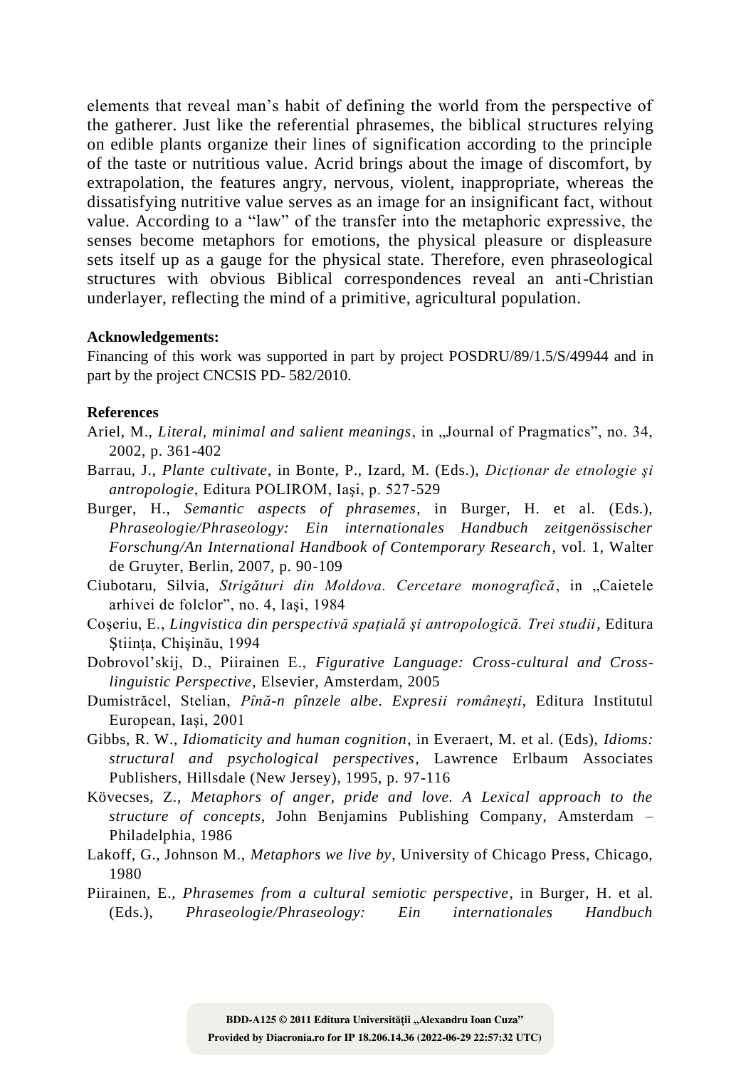elements that reveal man's habit of defining the world from the perspective of the gatherer. Just like the referential phrasemes, the biblical structures relying on edible plants organize their lines of signification according to the principle of the taste or nutritious value. Acrid brings about the image of discomfort, by extrapolation, the features angry, nervous, violent, inappropriate, whereas the dissatisfying nutritive value serves as an image for an insignificant fact, without value. According to a "law" of the transfer into the metaphoric expressive, the senses become metaphors for emotions, the physical pleasure or displeasure sets itself up as a gauge for the physical state. Therefore, even phraseological structures with obvious Biblical correspondences reveal an anti-Christian underlayer, reflecting the mind of a primitive, agricultural population.

**Acknowledgements:**

Financing of this work was supported in part by project POSDRU/89/1.5/S/49944 and in part by the project CNCSIS PD- 582/2010.

**References**

Ariel, M., *Literal, minimal and salient meanings*, in „Journal of Pragmatics", no. 34, 2002, p. 361-402

Barrau, J., *Plante cultivate*, in Bonte, P., Izard, M. (Eds.), *Dicționar de etnologie și antropologie*, Editura POLIROM, Iași, p. 527-529

Burger, H., *Semantic aspects of phrasemes*, in Burger, H. et al. (Eds.), *Phraseologie/Phraseology: Ein internationales Handbuch zeitgenössischer Forschung/An International Handbook of Contemporary Research*, vol. 1, Walter de Gruyter, Berlin, 2007, p. 90-109

Ciubotaru, Silvia, *Strigături din Moldova. Cercetare monografică*, in „Caietele arhivei de folclor", no. 4, Iași, 1984

Coșeriu, E., *Lingvistica din perspectivă spațială și antropologică. Trei studii*, Editura Știința, Chișinău, 1994

Dobrovol'skij, D., Piirainen E., *Figurative Language: Cross-cultural and Cross-linguistic Perspective*, Elsevier, Amsterdam, 2005

Dumistrăcel, Stelian, *Pînă-n pînzele albe. Expresii românești*, Editura Institutul European, Iași, 2001

Gibbs, R. W., *Idiomaticity and human cognition*, in Everaert, M. et al. (Eds), *Idioms: structural and psychological perspectives*, Lawrence Erlbaum Associates Publishers, Hillsdale (New Jersey), 1995, p. 97-116

Kövecses, Z., *Metaphors of anger, pride and love. A Lexical approach to the structure of concepts*, John Benjamins Publishing Company, Amsterdam – Philadelphia, 1986

Lakoff, G., Johnson M., *Metaphors we live by*, University of Chicago Press, Chicago, 1980

Piirainen, E., *Phrasemes from a cultural semiotic perspective*, in Burger, H. et al. (Eds.), *Phraseologie/Phraseology: Ein internationales Handbuch*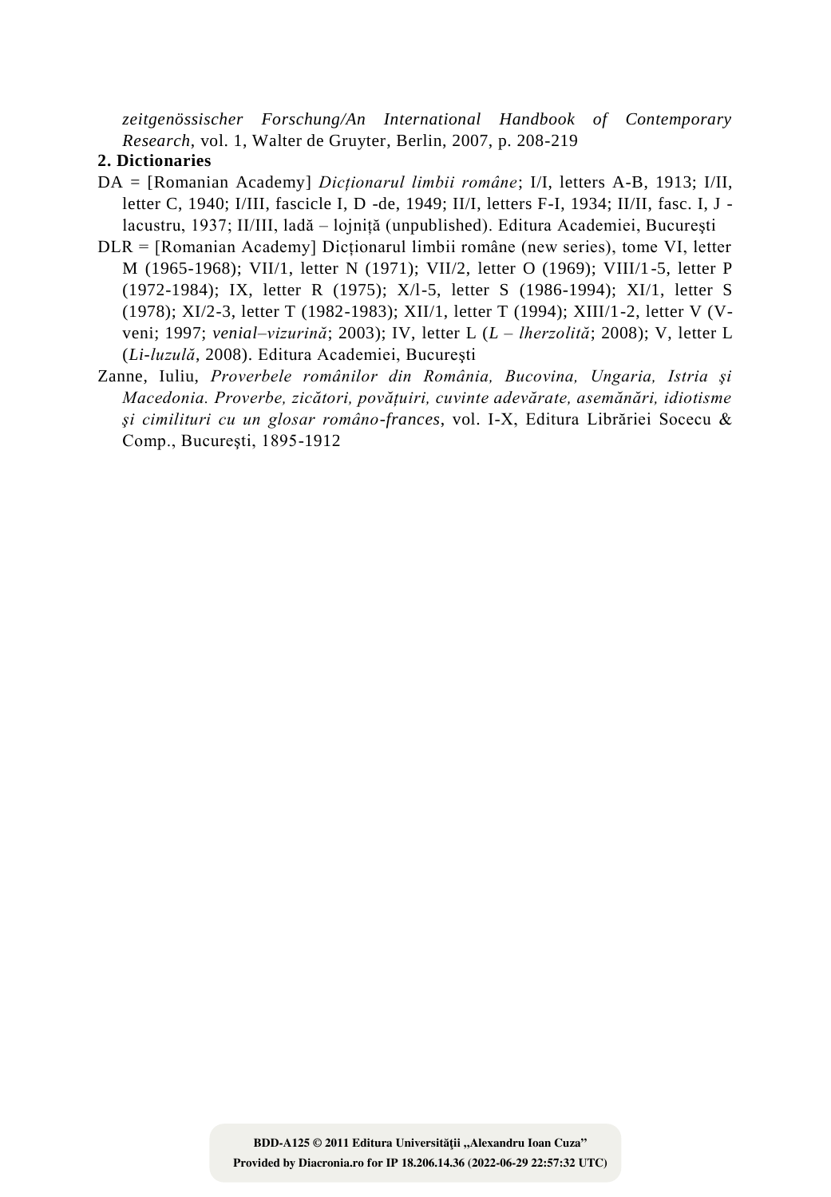*zeitgenössischer Forschung/An International Handbook of Contemporary Research*, vol. 1, Walter de Gruyter, Berlin, 2007, p. 208-219

**2. Dictionaries**

DA = [Romanian Academy] *Dicționarul limbii române*; I/I, letters A-B, 1913; I/II, letter C, 1940; I/III, fascicle I, D -de, 1949; II/I, letters F-I, 1934; II/II, fasc. I, J - lacustru, 1937; II/III, ladă – lojniță (unpublished). Editura Academiei, Bucureşti

DLR = [Romanian Academy] Dicționarul limbii române (new series), tome VI, letter M (1965-1968); VII/1, letter N (1971); VII/2, letter O (1969); VIII/1-5, letter P (1972-1984); IX, letter R (1975); X/l-5, letter S (1986-1994); XI/1, letter S (1978); XI/2-3, letter T (1982-1983); XII/1, letter T (1994); XIII/1-2, letter V (V-veni; 1997; *venial–vizurină*; 2003); IV, letter L (*L – lherzolită*; 2008); V, letter L (*Li-luzulă*, 2008). Editura Academiei, Bucureşti

Zanne, Iuliu, *Proverbele românilor din România, Bucovina, Ungaria, Istria şi Macedonia. Proverbe, zicători, povățuiri, cuvinte adevărate, asemănări, idiotisme şi cimilituri cu un glosar româno-frances*, vol. I-X, Editura Librăriei Socecu & Comp., Bucureşti, 1895-1912